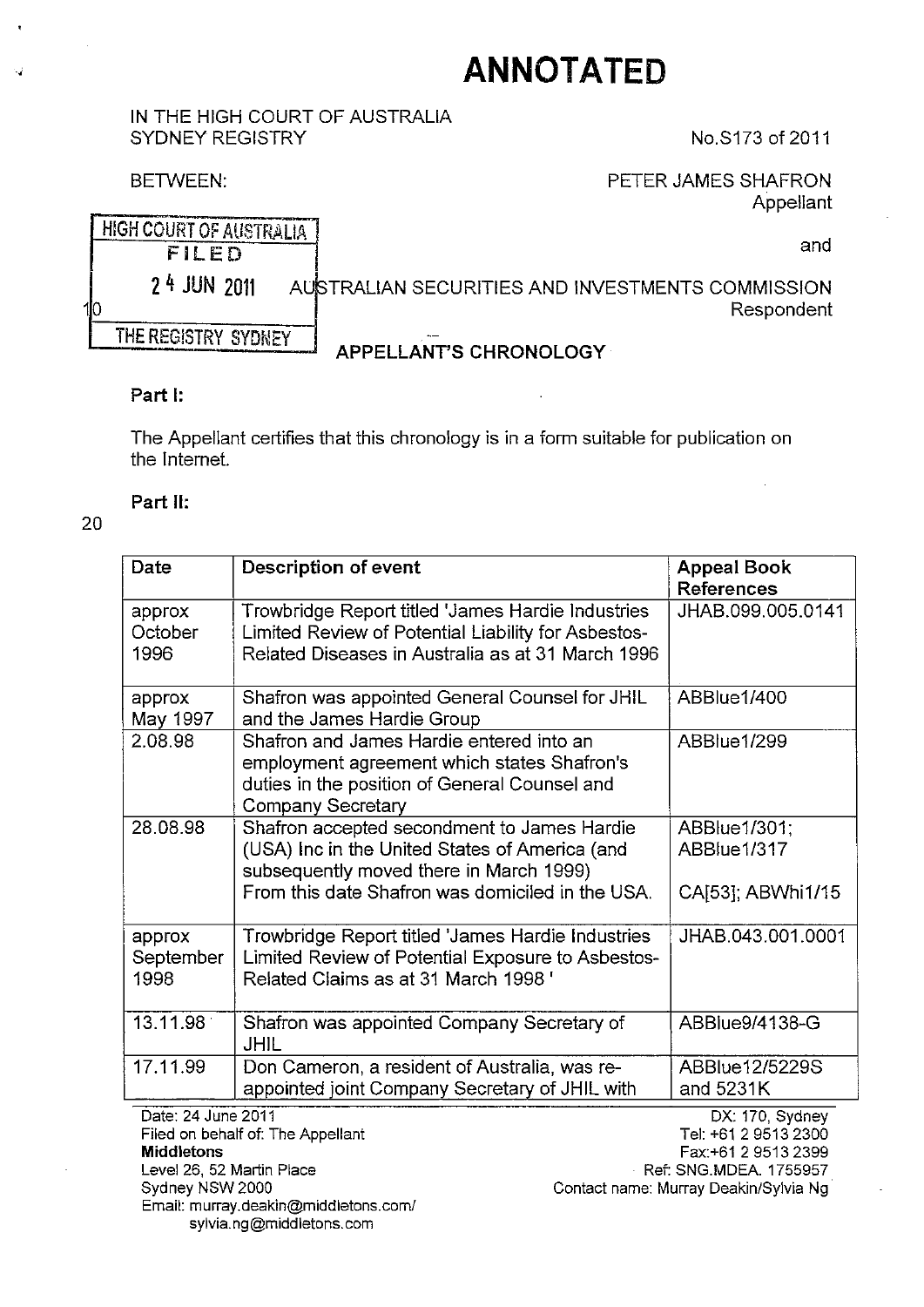# ANNOTATED

IN THE HIGH COURT OF AUSTRALIA
SYDNEY REGISTRY

No.S173 of 2011

BETWEEN:

PETER JAMES SHAFRON
Appellant

and

AUSTRALIAN SECURITIES AND INVESTMENTS COMMISSION
Respondent

HIGH COURT OF AUSTRALIA
FILED
24 JUN 2011
THE REGISTRY SYDNEY

## APPELLANT'S CHRONOLOGY

**Part I:**

The Appellant certifies that this chronology is in a form suitable for publication on the Internet.

**Part II:**

| Date | Description of event | Appeal Book References |
|---|---|---|
| approx October 1996 | Trowbridge Report titled 'James Hardie Industries Limited Review of Potential Liability for Asbestos-Related Diseases in Australia as at 31 March 1996 | JHAB.099.005.0141 |
| approx May 1997 | Shafron was appointed General Counsel for JHIL and the James Hardie Group | ABBlue1/400 |
| 2.08.98 | Shafron and James Hardie entered into an employment agreement which states Shafron's duties in the position of General Counsel and Company Secretary | ABBlue1/299 |
| 28.08.98 | Shafron accepted secondment to James Hardie (USA) Inc in the United States of America (and subsequently moved there in March 1999)<br>From this date Shafron was domiciled in the USA. | ABBlue1/301; ABBlue1/317<br>CA[53]; ABWhi1/15 |
| approx September 1998 | Trowbridge Report titled 'James Hardie Industries Limited Review of Potential Exposure to Asbestos-Related Claims as at 31 March 1998 ' | JHAB.043.001.0001 |
| 13.11.98 | Shafron was appointed Company Secretary of JHIL | ABBlue9/4138-G |
| 17.11.99 | Don Cameron, a resident of Australia, was re-appointed joint Company Secretary of JHIL with | ABBlue12/5229S and 5231K |

Date: 24 June 2011
Filed on behalf of: The Appellant
**Middletons**
Level 26, 52 Martin Place
Sydney NSW 2000
Email: murray.deakin@middletons.com/
sylvia.ng@middletons.com

DX: 170, Sydney
Tel: +61 2 9513 2300
Fax:+61 2 9513 2399
Ref: SNG.MDEA. 1755957
Contact name: Murray Deakin/Sylvia Ng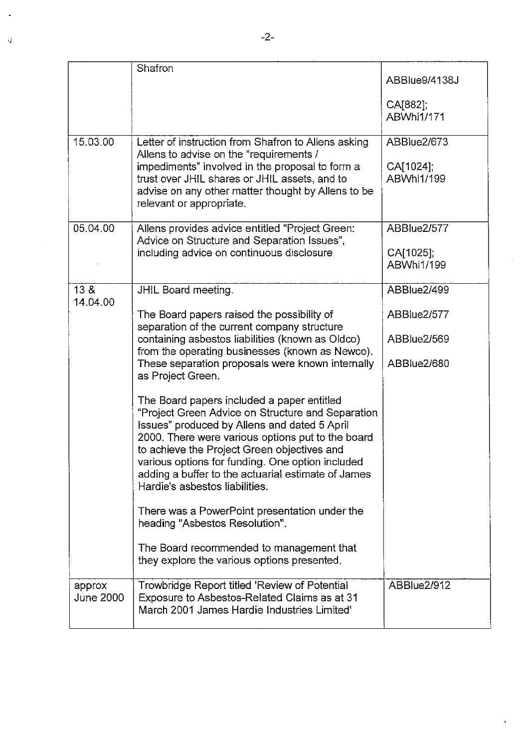| | | |
|---|---|---|
| | Shafron | ABBlue9/4138J<br><br>CA[882];<br>ABWhi1/171 |
| 15.03.00 | Letter of instruction from Shafron to Allens asking Allens to advise on the "requirements / impediments" involved in the proposal to form a trust over JHIL shares or JHIL assets, and to advise on any other matter thought by Allens to be relevant or appropriate. | ABBlue2/673<br><br>CA[1024];<br>ABWhi1/199 |
| 05.04.00 | Allens provides advice entitled "Project Green: Advice on Structure and Separation Issues", including advice on continuous disclosure | ABBlue2/577<br><br>CA[1025];<br>ABWhi1/199 |
| 13 &<br>14.04.00 | JHIL Board meeting.<br><br>The Board papers raised the possibility of separation of the current company structure containing asbestos liabilities (known as Oldco) from the operating businesses (known as Newco). These separation proposals were known internally as Project Green.<br><br>The Board papers included a paper entitled "Project Green Advice on Structure and Separation Issues" produced by Allens and dated 5 April 2000. There were various options put to the board to achieve the Project Green objectives and various options for funding. One option included adding a buffer to the actuarial estimate of James Hardie's asbestos liabilities.<br><br>There was a PowerPoint presentation under the heading "Asbestos Resolution".<br><br>The Board recommended to management that they explore the various options presented. | ABBlue2/499<br><br>ABBlue2/577<br><br>ABBlue2/569<br><br>ABBlue2/680 |
| approx<br>June 2000 | Trowbridge Report titled 'Review of Potential Exposure to Asbestos-Related Claims as at 31 March 2001 James Hardie Industries Limited' | ABBlue2/912 |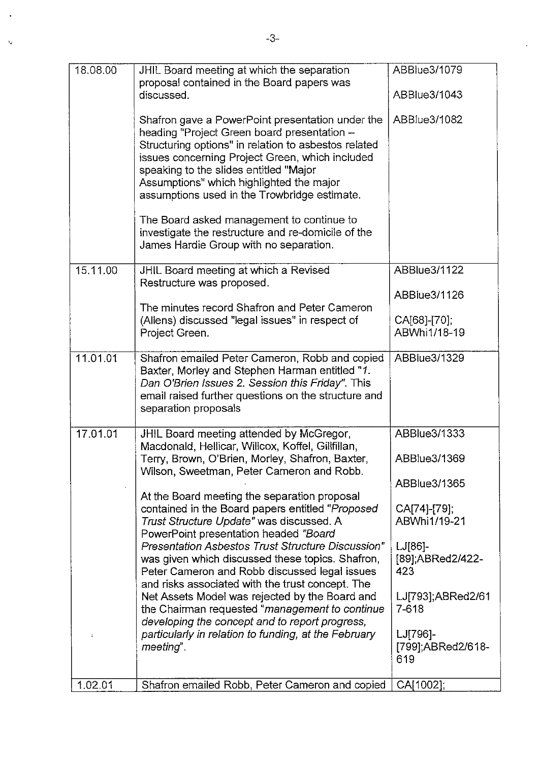| | | |
|---|---|---|
| 18.08.00 | JHIL Board meeting at which the separation proposal contained in the Board papers was discussed.<br><br>Shafron gave a PowerPoint presentation under the heading "Project Green board presentation – Structuring options" in relation to asbestos related issues concerning Project Green, which included speaking to the slides entitled "Major Assumptions" which highlighted the major assumptions used in the Trowbridge estimate.<br><br>The Board asked management to continue to investigate the restructure and re-domicile of the James Hardie Group with no separation. | ABBlue3/1079<br><br>ABBlue3/1043<br><br>ABBlue3/1082 |
| 15.11.00 | JHIL Board meeting at which a Revised Restructure was proposed.<br><br>The minutes record Shafron and Peter Cameron (Allens) discussed "legal issues" in respect of Project Green. | ABBlue3/1122<br><br>ABBlue3/1126<br><br>CA[68]-[70]; ABWhi1/18-19 |
| 11.01.01 | Shafron emailed Peter Cameron, Robb and copied Baxter, Morley and Stephen Harman entitled "*1. Dan O'Brien Issues 2. Session this Friday*". This email raised further questions on the structure and separation proposals | ABBlue3/1329 |
| 17.01.01 | JHIL Board meeting attended by McGregor, Macdonald, Hellicar, Willcox, Koffel, Gillfillan, Terry, Brown, O'Brien, Morley, Shafron, Baxter, Wilson, Sweetman, Peter Cameron and Robb.<br><br>At the Board meeting the separation proposal contained in the Board papers entitled "*Proposed Trust Structure Update*" was discussed. A PowerPoint presentation headed "*Board Presentation Asbestos Trust Structure Discussion*" was given which discussed these topics. Shafron, Peter Cameron and Robb discussed legal issues and risks associated with the trust concept. The Net Assets Model was rejected by the Board and the Chairman requested "*management to continue developing the concept and to report progress, particularly in relation to funding, at the February meeting*". | ABBlue3/1333<br><br>ABBlue3/1369<br><br>ABBlue3/1365<br><br>CA[74]-[79]; ABWhi1/19-21<br><br>LJ[86]-[89];ABRed2/422-423<br><br>LJ[793];ABRed2/617-618<br><br>LJ[796]-[799];ABRed2/618-619 |
| 1.02.01 | Shafron emailed Robb, Peter Cameron and copied | CA[1002]; |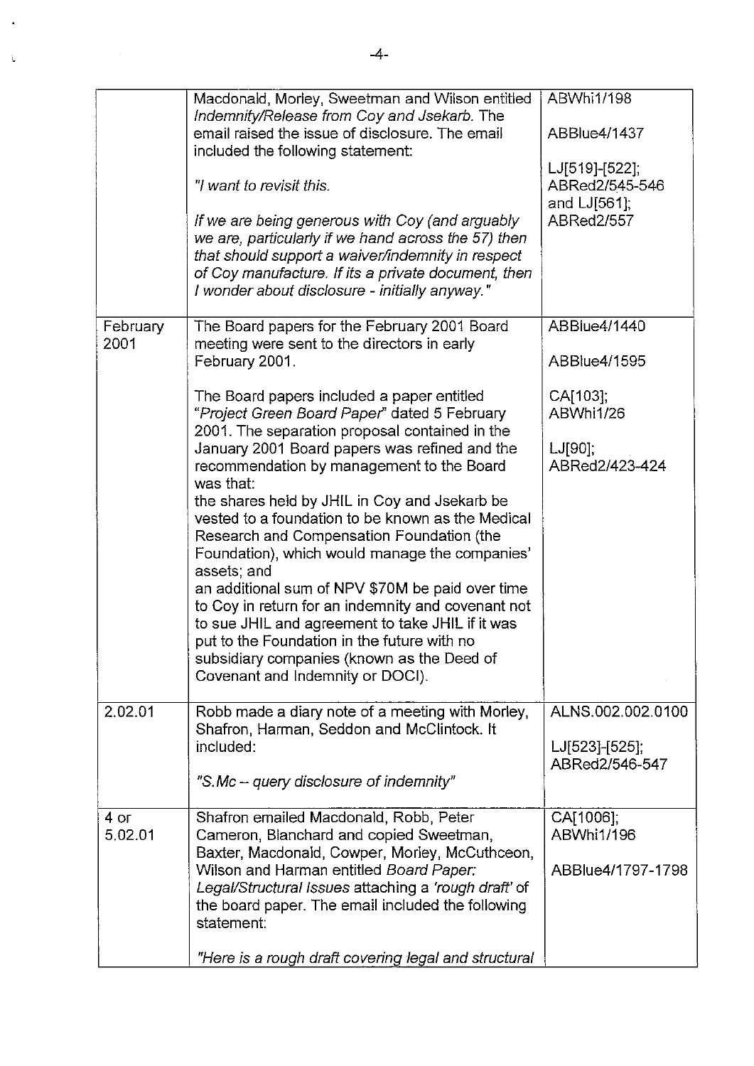| | | |
|---|---|---|
| | Macdonald, Morley, Sweetman and Wilson entitled *Indemnify/Release from Coy and Jsekarb*. The email raised the issue of disclosure. The email included the following statement:<br><br>*"I want to revisit this.*<br><br>*If we are being generous with Coy (and arguably we are, particularly if we hand across the 57) then that should support a waiver/indemnity in respect of Coy manufacture. If its a private document, then I wonder about disclosure - initially anyway."* | ABWhi1/198<br><br>ABBlue4/1437<br><br>LJ[519]-[522]; ABRed2/545-546 and LJ[561]; ABRed2/557 |
| February 2001 | The Board papers for the February 2001 Board meeting were sent to the directors in early February 2001.<br><br>The Board papers included a paper entitled "*Project Green Board Paper*" dated 5 February 2001. The separation proposal contained in the January 2001 Board papers was refined and the recommendation by management to the Board was that:<br>the shares held by JHIL in Coy and Jsekarb be vested to a foundation to be known as the Medical Research and Compensation Foundation (the Foundation), which would manage the companies' assets; and<br>an additional sum of NPV $70M be paid over time to Coy in return for an indemnity and covenant not to sue JHIL and agreement to take JHIL if it was put to the Foundation in the future with no subsidiary companies (known as the Deed of Covenant and Indemnity or DOCI). | ABBlue4/1440<br><br>ABBlue4/1595<br><br>CA[103]; ABWhi1/26<br><br>LJ[90]; ABRed2/423-424 |
| 2.02.01 | Robb made a diary note of a meeting with Morley, Shafron, Harman, Seddon and McClintock. It included:<br><br>*"S.Mc – query disclosure of indemnity"* | ALNS.002.002.0100<br><br>LJ[523]-[525]; ABRed2/546-547 |
| 4 or 5.02.01 | Shafron emailed Macdonald, Robb, Peter Cameron, Blanchard and copied Sweetman, Baxter, Macdonald, Cowper, Morley, McCuthceon, Wilson and Harman entitled *Board Paper: Legal/Structural Issues* attaching a *'rough draft'* of the board paper. The email included the following statement:<br><br>*"Here is a rough draft covering legal and structural* | CA[1006]; ABWhi1/196<br><br>ABBlue4/1797-1798 |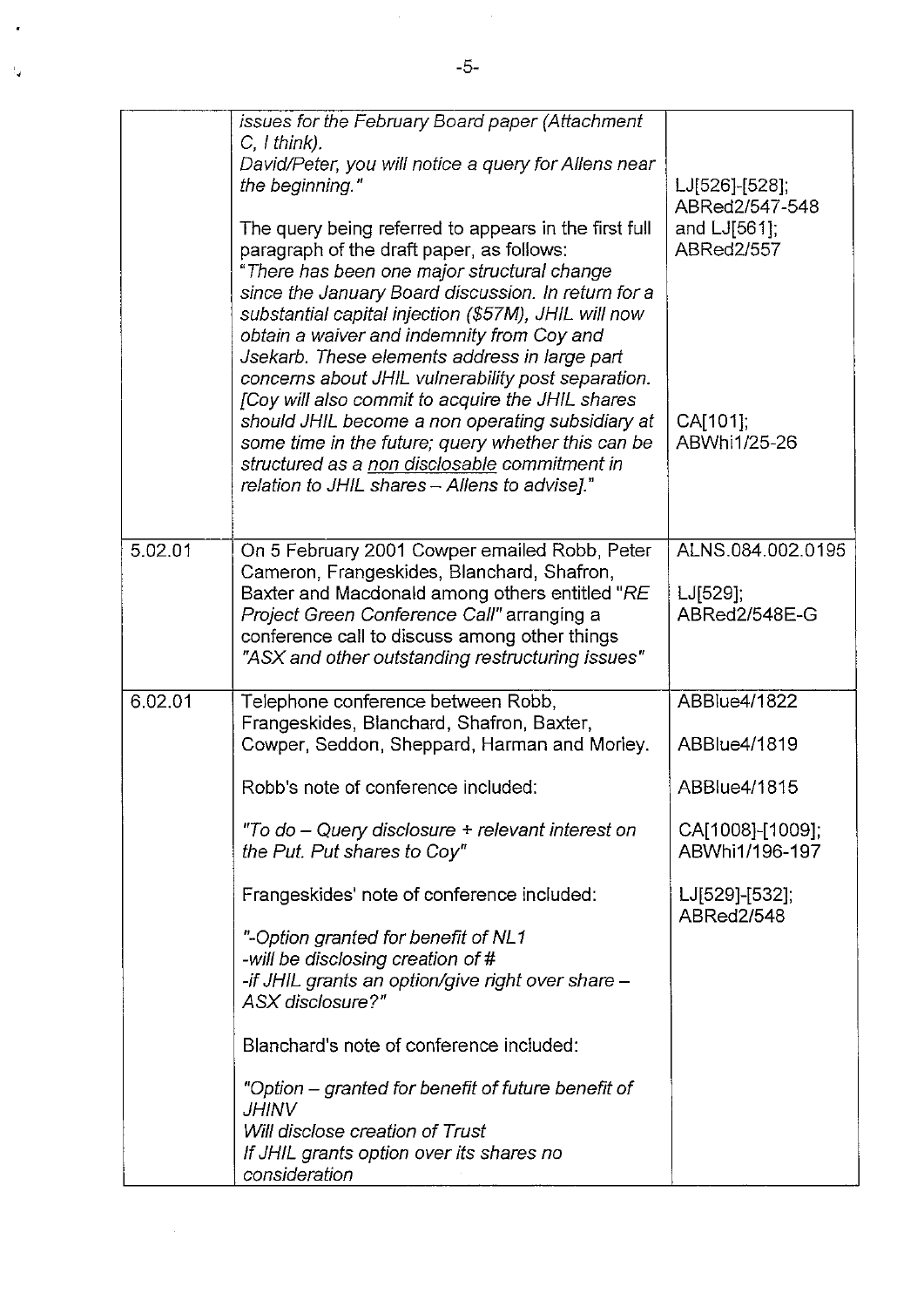| | | |
|---|---|---|
| | *issues for the February Board paper (Attachment C, I think).*<br>*David/Peter, you will notice a query for Allens near the beginning."*<br><br>The query being referred to appears in the first full paragraph of the draft paper, as follows:<br>"*There has been one major structural change since the January Board discussion. In return for a substantial capital injection ($57M), JHIL will now obtain a waiver and indemnity from Coy and Jsekarb. These elements address in large part concerns about JHIL vulnerability post separation. [Coy will also commit to acquire the JHIL shares should JHIL become a non operating subsidiary at some time in the future; query whether this can be structured as a* <u>*non disclosable*</u> *commitment in relation to JHIL shares – Allens to advise].*" | LJ[526]-[528]; ABRed2/547-548 and LJ[561]; ABRed2/557<br><br>CA[101]; ABWhi1/25-26 |
| 5.02.01 | On 5 February 2001 Cowper emailed Robb, Peter Cameron, Frangeskides, Blanchard, Shafron, Baxter and Macdonald among others entitled "*RE Project Green Conference Call*" arranging a conference call to discuss among other things "*ASX and other outstanding restructuring issues*" | ALNS.084.002.0195<br><br>LJ[529]; ABRed2/548E-G |
| 6.02.01 | Telephone conference between Robb, Frangeskides, Blanchard, Shafron, Baxter, Cowper, Seddon, Sheppard, Harman and Morley.<br><br>Robb's note of conference included:<br><br>*"To do – Query disclosure + relevant interest on the Put. Put shares to Coy"*<br><br>Frangeskides' note of conference included:<br><br>*"-Option granted for benefit of NL1*<br>*-will be disclosing creation of #*<br>*-if JHIL grants an option/give right over share – ASX disclosure?"*<br><br>Blanchard's note of conference included:<br><br>*"Option – granted for benefit of future benefit of JHINV*<br>*Will disclose creation of Trust*<br>*If JHIL grants option over its shares no consideration* | ABBlue4/1822<br><br>ABBlue4/1819<br><br>ABBlue4/1815<br><br>CA[1008]-[1009]; ABWhi1/196-197<br><br>LJ[529]-[532]; ABRed2/548 |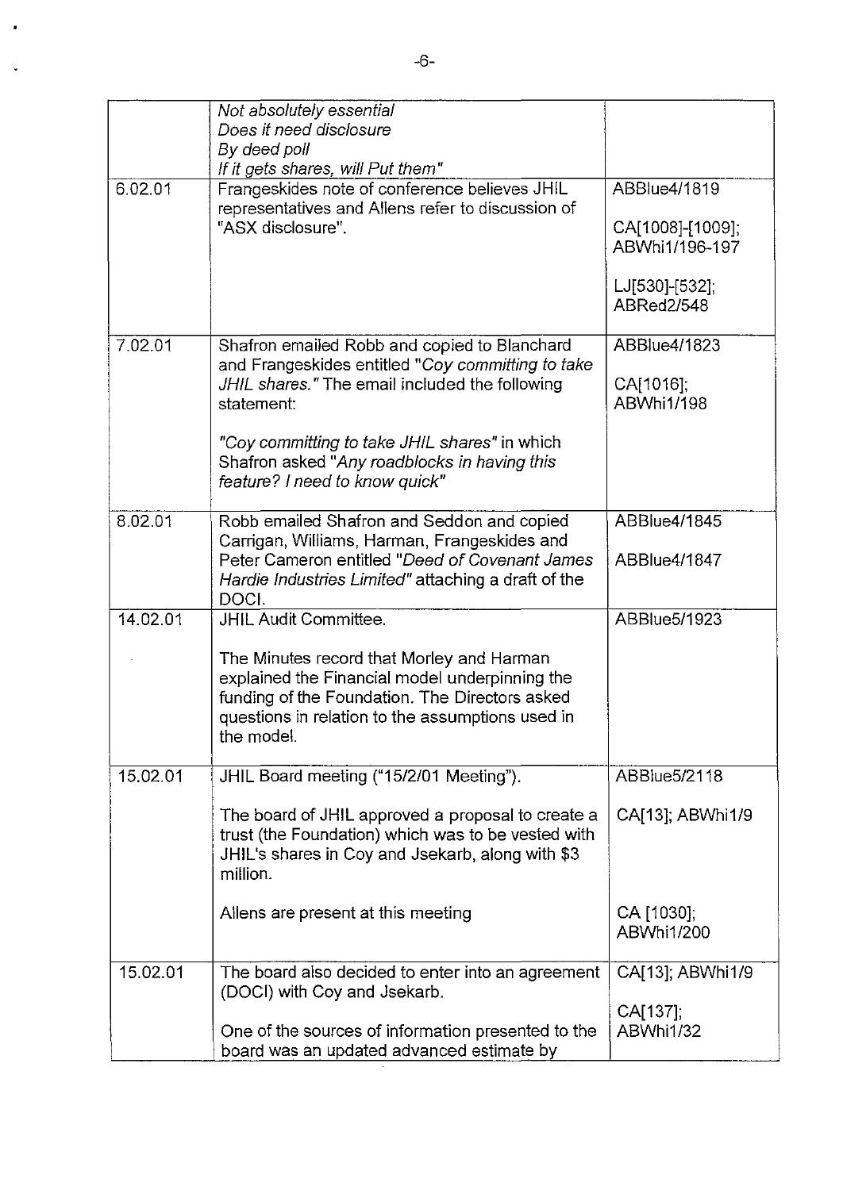| | | |
|---|---|---|
| | *Not absolutely essential*<br>*Does it need disclosure*<br>*By deed poll*<br>*If it gets shares, will Put them"* | |
| 6.02.01 | Frangeskides note of conference believes JHIL representatives and Allens refer to discussion of "ASX disclosure". | ABBlue4/1819<br><br>CA[1008]-[1009]; ABWhi1/196-197<br><br>LJ[530]-[532]; ABRed2/548 |
| 7.02.01 | Shafron emailed Robb and copied to Blanchard and Frangeskides entitled "*Coy committing to take JHIL shares.*" The email included the following statement:<br><br>*"Coy committing to take JHIL shares"* in which Shafron asked *"Any roadblocks in having this feature? I need to know quick"* | ABBlue4/1823<br><br>CA[1016]; ABWhi1/198 |
| 8.02.01 | Robb emailed Shafron and Seddon and copied Carrigan, Williams, Harman, Frangeskides and Peter Cameron entitled *"Deed of Covenant James Hardie Industries Limited"* attaching a draft of the DOCI. | ABBlue4/1845<br><br>ABBlue4/1847 |
| 14.02.01 | JHIL Audit Committee.<br><br>The Minutes record that Morley and Harman explained the Financial model underpinning the funding of the Foundation. The Directors asked questions in relation to the assumptions used in the model. | ABBlue5/1923 |
| 15.02.01 | JHIL Board meeting ("15/2/01 Meeting").<br><br>The board of JHIL approved a proposal to create a trust (the Foundation) which was to be vested with JHIL's shares in Coy and Jsekarb, along with $3 million.<br><br>Allens are present at this meeting | ABBlue5/2118<br><br>CA[13]; ABWhi1/9<br><br>CA [1030]; ABWhi1/200 |
| 15.02.01 | The board also decided to enter into an agreement (DOCI) with Coy and Jsekarb.<br><br>One of the sources of information presented to the board was an updated advanced estimate by | CA[13]; ABWhi1/9<br><br>CA[137]; ABWhi1/32 |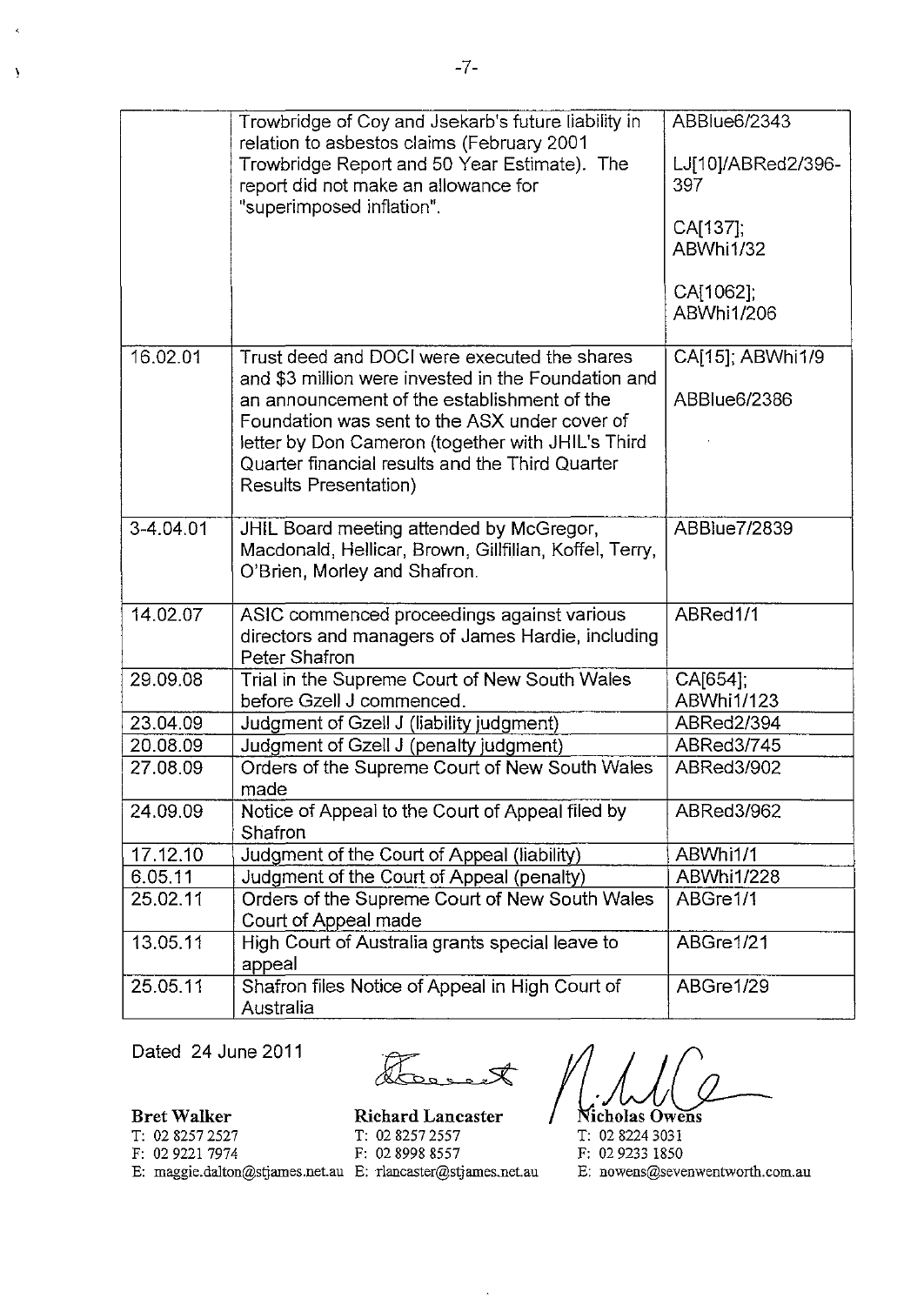| | | |
|---|---|---|
| | Trowbridge of Coy and Jsekarb's future liability in relation to asbestos claims (February 2001 Trowbridge Report and 50 Year Estimate). The report did not make an allowance for "superimposed inflation". | ABBlue6/2343<br><br>LJ[10]/ABRed2/396-397<br><br>CA[137]; ABWhi1/32<br><br>CA[1062]; ABWhi1/206 |
| 16.02.01 | Trust deed and DOCI were executed the shares and $3 million were invested in the Foundation and an announcement of the establishment of the Foundation was sent to the ASX under cover of letter by Don Cameron (together with JHIL's Third Quarter financial results and the Third Quarter Results Presentation) | CA[15]; ABWhi1/9<br><br>ABBlue6/2386 |
| 3-4.04.01 | JHIL Board meeting attended by McGregor, Macdonald, Hellicar, Brown, Gillfillan, Koffel, Terry, O'Brien, Morley and Shafron. | ABBlue7/2839 |
| 14.02.07 | ASIC commenced proceedings against various directors and managers of James Hardie, including Peter Shafron | ABRed1/1 |
| 29.09.08 | Trial in the Supreme Court of New South Wales before Gzell J commenced. | CA[654]; ABWhi1/123 |
| 23.04.09 | Judgment of Gzell J (liability judgment) | ABRed2/394 |
| 20.08.09 | Judgment of Gzell J (penalty judgment) | ABRed3/745 |
| 27.08.09 | Orders of the Supreme Court of New South Wales made | ABRed3/902 |
| 24.09.09 | Notice of Appeal to the Court of Appeal filed by Shafron | ABRed3/962 |
| 17.12.10 | Judgment of the Court of Appeal (liability) | ABWhi1/1 |
| 6.05.11 | Judgment of the Court of Appeal (penalty) | ABWhi1/228 |
| 25.02.11 | Orders of the Supreme Court of New South Wales Court of Appeal made | ABGre1/1 |
| 13.05.11 | High Court of Australia grants special leave to appeal | ABGre1/21 |
| 25.05.11 | Shafron files Notice of Appeal in High Court of Australia | ABGre1/29 |

Dated 24 June 2011

**Bret Walker**
T: 02 8257 2527
F: 02 9221 7974
E: maggie.dalton@stjames.net.au

**Richard Lancaster**
T: 02 8257 2557
F: 02 8998 8557
E: rlancaster@stjames.net.au

**Nicholas Owens**
T: 02 8224 3031
F: 02 9233 1850
E: nowens@sevenwentworth.com.au